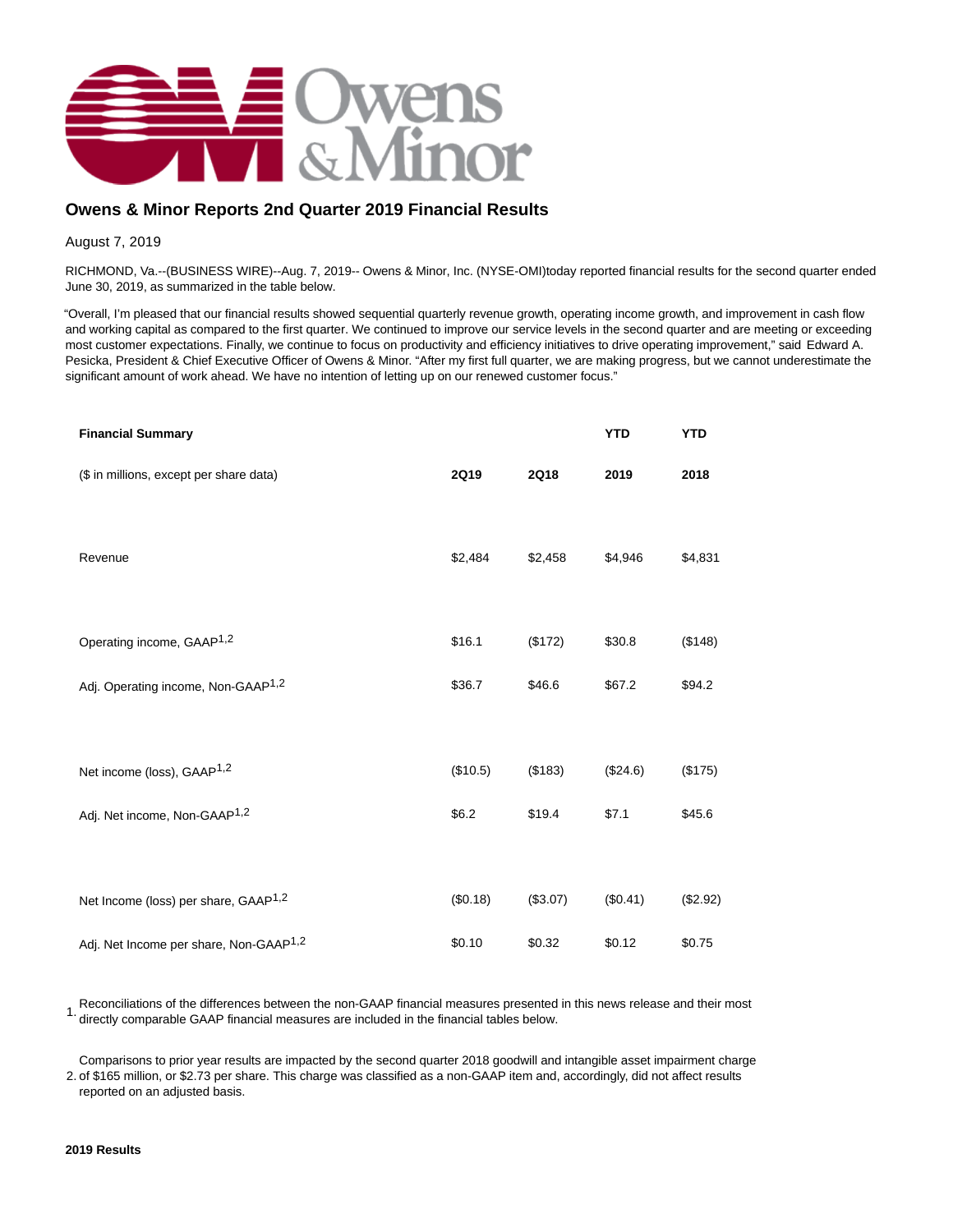# Owens & Minor Reports 2nd Quarter 2019 Financial Results

August 7, 2019

RICHMOND, Va.--(BUSINESS WIRE)--Aug. 7, 2019-- Owens & Minor, Inc. (NYSE-OMI)today reported financial results for the second quarter ended June 30, 2019, as summarized in the table below.

"Overall, I'm pleased that our financial results showed sequential quarterly revenue growth, operating income growth, and improvement in cash flow and working capital as compared to the first quarter. We continued to improve our service levels in the second quarter and are meeting or exceeding most customer expectations. Finally, we continue to focus on productivity and efficiency initiatives to drive operating improvement," said Edward A. Pesicka, President & Chief Executive Officer of Owens & Minor. "After my first full quarter, we are making progress, but we cannot underestimate the significant amount of work ahead. We have no intention of letting up on our renewed customer focus."

| **Financial Summary** | | | **YTD** | **YTD** |
|---|---|---|---|---|
| ($ in millions, except per share data) | **2Q19** | **2Q18** | **2019** | **2018** |
| Revenue | $2,484 | $2,458 | $4,946 | $4,831 |
| Operating income, GAAP[1,2] | $16.1 | ($172) | $30.8 | ($148) |
| Adj. Operating income, Non-GAAP[1,2] | $36.7 | $46.6 | $67.2 | $94.2 |
| Net income (loss), GAAP[1,2] | ($10.5) | ($183) | ($24.6) | ($175) |
| Adj. Net income, Non-GAAP[1,2] | $6.2 | $19.4 | $7.1 | $45.6 |
| Net Income (loss) per share, GAAP[1,2] | ($0.18) | ($3.07) | ($0.41) | ($2.92) |
| Adj. Net Income per share, Non-GAAP[1,2] | $0.10 | $0.32 | $0.12 | $0.75 |

1. Reconciliations of the differences between the non-GAAP financial measures presented in this news release and their most directly comparable GAAP financial measures are included in the financial tables below.
2. Comparisons to prior year results are impacted by the second quarter 2018 goodwill and intangible asset impairment charge of $165 million, or $2.73 per share. This charge was classified as a non-GAAP item and, accordingly, did not affect results reported on an adjusted basis.

**2019 Results**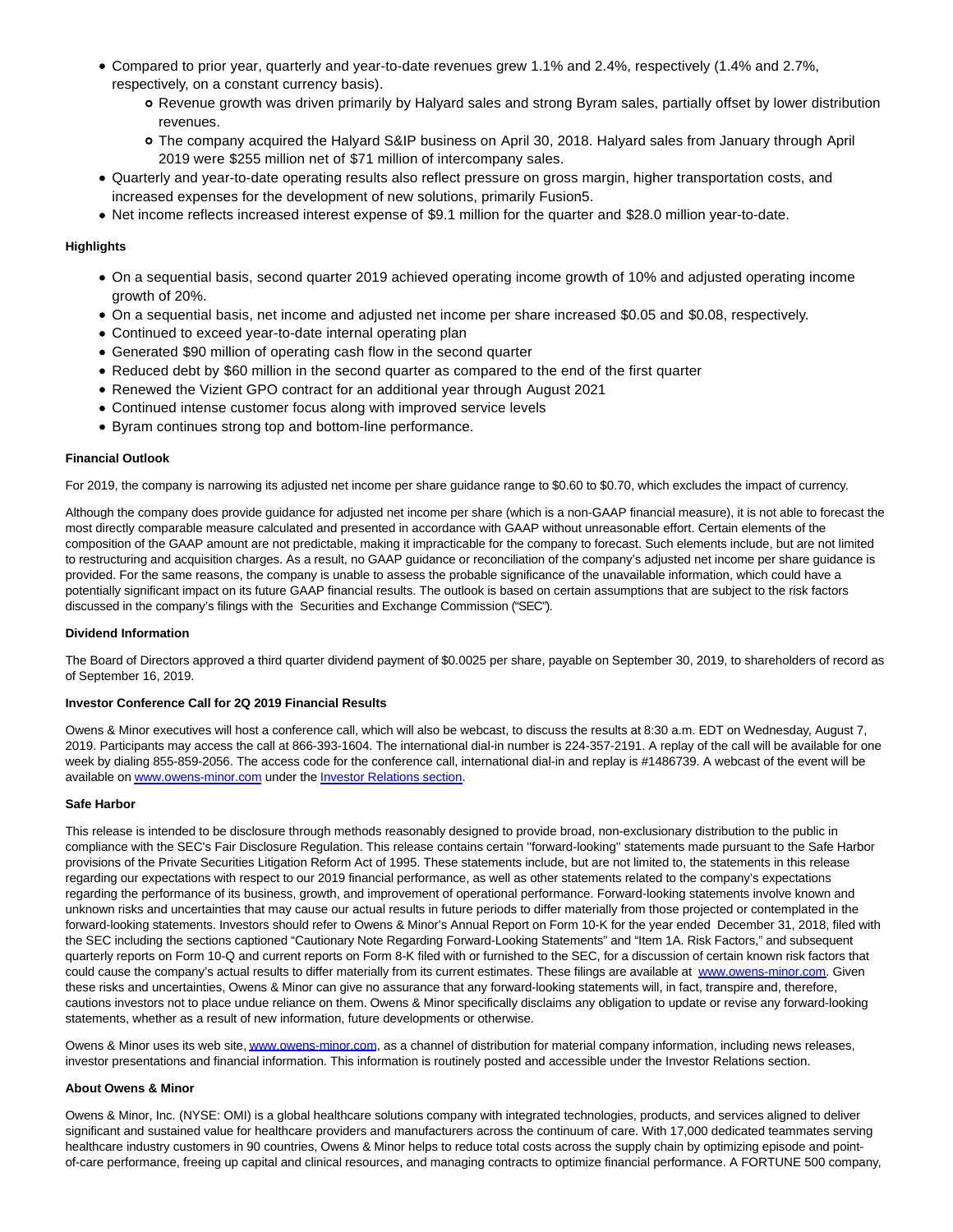- Compared to prior year, quarterly and year-to-date revenues grew 1.1% and 2.4%, respectively (1.4% and 2.7%, respectively, on a constant currency basis).
  - Revenue growth was driven primarily by Halyard sales and strong Byram sales, partially offset by lower distribution revenues.
  - The company acquired the Halyard S&IP business on April 30, 2018. Halyard sales from January through April 2019 were $255 million net of $71 million of intercompany sales.
- Quarterly and year-to-date operating results also reflect pressure on gross margin, higher transportation costs, and increased expenses for the development of new solutions, primarily Fusion5.
- Net income reflects increased interest expense of $9.1 million for the quarter and $28.0 million year-to-date.

**Highlights**

- On a sequential basis, second quarter 2019 achieved operating income growth of 10% and adjusted operating income growth of 20%.
- On a sequential basis, net income and adjusted net income per share increased $0.05 and $0.08, respectively.
- Continued to exceed year-to-date internal operating plan
- Generated $90 million of operating cash flow in the second quarter
- Reduced debt by $60 million in the second quarter as compared to the end of the first quarter
- Renewed the Vizient GPO contract for an additional year through August 2021
- Continued intense customer focus along with improved service levels
- Byram continues strong top and bottom-line performance.

**Financial Outlook**

For 2019, the company is narrowing its adjusted net income per share guidance range to $0.60 to $0.70, which excludes the impact of currency.

Although the company does provide guidance for adjusted net income per share (which is a non-GAAP financial measure), it is not able to forecast the most directly comparable measure calculated and presented in accordance with GAAP without unreasonable effort. Certain elements of the composition of the GAAP amount are not predictable, making it impracticable for the company to forecast. Such elements include, but are not limited to restructuring and acquisition charges. As a result, no GAAP guidance or reconciliation of the company's adjusted net income per share guidance is provided. For the same reasons, the company is unable to assess the probable significance of the unavailable information, which could have a potentially significant impact on its future GAAP financial results. The outlook is based on certain assumptions that are subject to the risk factors discussed in the company's filings with the Securities and Exchange Commission ("SEC").

**Dividend Information**

The Board of Directors approved a third quarter dividend payment of $0.0025 per share, payable on September 30, 2019, to shareholders of record as of September 16, 2019.

**Investor Conference Call for 2Q 2019 Financial Results**

Owens & Minor executives will host a conference call, which will also be webcast, to discuss the results at 8:30 a.m. EDT on Wednesday, August 7, 2019. Participants may access the call at 866-393-1604. The international dial-in number is 224-357-2191. A replay of the call will be available for one week by dialing 855-859-2056. The access code for the conference call, international dial-in and replay is #1486739. A webcast of the event will be available on www.owens-minor.com under the Investor Relations section.

**Safe Harbor**

This release is intended to be disclosure through methods reasonably designed to provide broad, non-exclusionary distribution to the public in compliance with the SEC's Fair Disclosure Regulation. This release contains certain "forward-looking" statements made pursuant to the Safe Harbor provisions of the Private Securities Litigation Reform Act of 1995. These statements include, but are not limited to, the statements in this release regarding our expectations with respect to our 2019 financial performance, as well as other statements related to the company's expectations regarding the performance of its business, growth, and improvement of operational performance. Forward-looking statements involve known and unknown risks and uncertainties that may cause our actual results in future periods to differ materially from those projected or contemplated in the forward-looking statements. Investors should refer to Owens & Minor's Annual Report on Form 10-K for the year ended December 31, 2018, filed with the SEC including the sections captioned "Cautionary Note Regarding Forward-Looking Statements" and "Item 1A. Risk Factors," and subsequent quarterly reports on Form 10-Q and current reports on Form 8-K filed with or furnished to the SEC, for a discussion of certain known risk factors that could cause the company's actual results to differ materially from its current estimates. These filings are available at www.owens-minor.com. Given these risks and uncertainties, Owens & Minor can give no assurance that any forward-looking statements will, in fact, transpire and, therefore, cautions investors not to place undue reliance on them. Owens & Minor specifically disclaims any obligation to update or revise any forward-looking statements, whether as a result of new information, future developments or otherwise.

Owens & Minor uses its web site, www.owens-minor.com, as a channel of distribution for material company information, including news releases, investor presentations and financial information. This information is routinely posted and accessible under the Investor Relations section.

**About Owens & Minor**

Owens & Minor, Inc. (NYSE: OMI) is a global healthcare solutions company with integrated technologies, products, and services aligned to deliver significant and sustained value for healthcare providers and manufacturers across the continuum of care. With 17,000 dedicated teammates serving healthcare industry customers in 90 countries, Owens & Minor helps to reduce total costs across the supply chain by optimizing episode and point-of-care performance, freeing up capital and clinical resources, and managing contracts to optimize financial performance. A FORTUNE 500 company,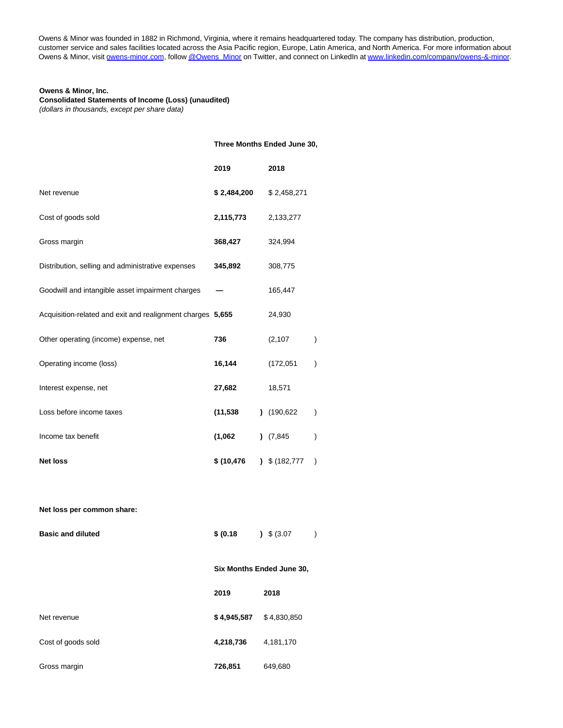Owens & Minor was founded in 1882 in Richmond, Virginia, where it remains headquartered today. The company has distribution, production, customer service and sales facilities located across the Asia Pacific region, Europe, Latin America, and North America. For more information about Owens & Minor, visit owens-minor.com, follow @Owens_Minor on Twitter, and connect on LinkedIn at www.linkedin.com/company/owens-&-minor.

**Owens & Minor, Inc.**
**Consolidated Statements of Income (Loss) (unaudited)**
*(dollars in thousands, except per share data)*

| | Three Months Ended June 30, | |
|---|---|---|
| | **2019** | **2018** |
| Net revenue | **$ 2,484,200** | $ 2,458,271 |
| Cost of goods sold | **2,115,773** | 2,133,277 |
| Gross margin | **368,427** | 324,994 |
| Distribution, selling and administrative expenses | **345,892** | 308,775 |
| Goodwill and intangible asset impairment charges | **—** | 165,447 |
| Acquisition-related and exit and realignment charges | **5,655** | 24,930 |
| Other operating (income) expense, net | **736** | (2,107) |
| Operating income (loss) | **16,144** | (172,051) |
| Interest expense, net | **27,682** | 18,571 |
| Loss before income taxes | **(11,538)** | (190,622) |
| Income tax benefit | **(1,062)** | (7,845) |
| **Net loss** | **$ (10,476)** | $ (182,777) |
| | | |
| **Net loss per common share:** | | |
| **Basic and diluted** | **$ (0.18)** | $ (3.07) |

| | Six Months Ended June 30, | |
|---|---|---|
| | **2019** | **2018** |
| Net revenue | **$ 4,945,587** | $ 4,830,850 |
| Cost of goods sold | **4,218,736** | 4,181,170 |
| Gross margin | **726,851** | 649,680 |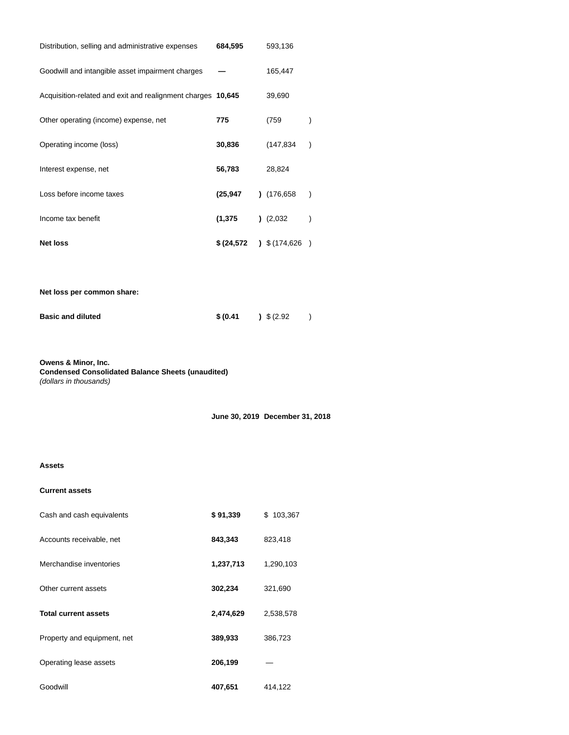| | | |
|---|---|---|
| Distribution, selling and administrative expenses | **684,595** | 593,136 |
| Goodwill and intangible asset impairment charges | **—** | 165,447 |
| Acquisition-related and exit and realignment charges | **10,645** | 39,690 |
| Other operating (income) expense, net | **775** | (759 ) |
| Operating income (loss) | **30,836** | (147,834 ) |
| Interest expense, net | **56,783** | 28,824 |
| Loss before income taxes | **(25,947 )** | (176,658 ) |
| Income tax benefit | **(1,375 )** | (2,032 ) |
| **Net loss** | **$ (24,572 )** | $ (174,626 ) |
| | | |
| **Net loss per common share:** | | |
| **Basic and diluted** | **$ (0.41 )** | $ (2.92 ) |

**Owens & Minor, Inc.**
**Condensed Consolidated Balance Sheets (unaudited)**
*(dollars in thousands)*

| | **June 30, 2019** | **December 31, 2018** |
|---|---|---|
| **Assets** | | |
| **Current assets** | | |
| Cash and cash equivalents | **$ 91,339** | $ 103,367 |
| Accounts receivable, net | **843,343** | 823,418 |
| Merchandise inventories | **1,237,713** | 1,290,103 |
| Other current assets | **302,234** | 321,690 |
| **Total current assets** | **2,474,629** | 2,538,578 |
| Property and equipment, net | **389,933** | 386,723 |
| Operating lease assets | **206,199** | — |
| Goodwill | **407,651** | 414,122 |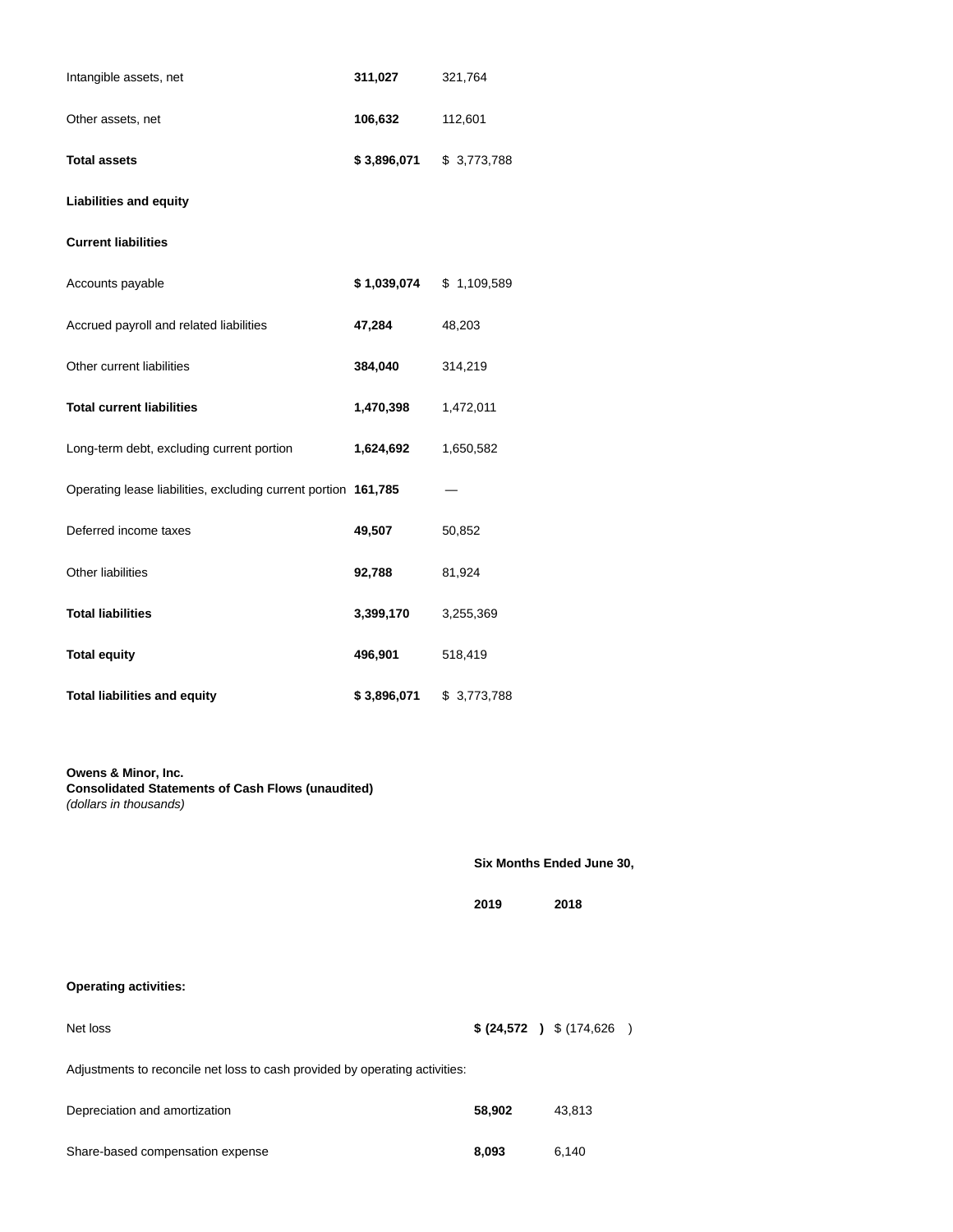| | | |
|---|---|---|
| Intangible assets, net | **311,027** | 321,764 |
| Other assets, net | **106,632** | 112,601 |
| **Total assets** | **$ 3,896,071** | $ 3,773,788 |
| **Liabilities and equity** | | |
| **Current liabilities** | | |
| Accounts payable | **$ 1,039,074** | $ 1,109,589 |
| Accrued payroll and related liabilities | **47,284** | 48,203 |
| Other current liabilities | **384,040** | 314,219 |
| **Total current liabilities** | **1,470,398** | 1,472,011 |
| Long-term debt, excluding current portion | **1,624,692** | 1,650,582 |
| Operating lease liabilities, excluding current portion | **161,785** | — |
| Deferred income taxes | **49,507** | 50,852 |
| Other liabilities | **92,788** | 81,924 |
| **Total liabilities** | **3,399,170** | 3,255,369 |
| **Total equity** | **496,901** | 518,419 |
| **Total liabilities and equity** | **$ 3,896,071** | $ 3,773,788 |

**Owens & Minor, Inc.**
**Consolidated Statements of Cash Flows (unaudited)**
*(dollars in thousands)*

| | Six Months Ended June 30, | |
|---|---|---|
| | **2019** | **2018** |
| **Operating activities:** | | |
| Net loss | **$ (24,572 )** | $ (174,626 ) |
| Adjustments to reconcile net loss to cash provided by operating activities: | | |
| Depreciation and amortization | **58,902** | 43,813 |
| Share-based compensation expense | **8,093** | 6,140 |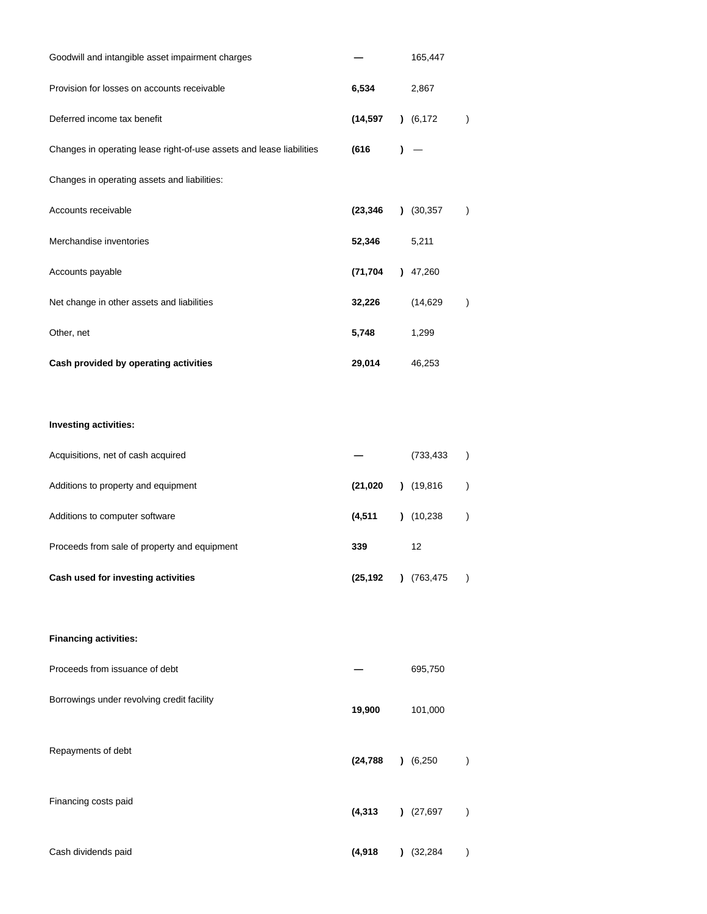| | | |
|---|---|---|
| Goodwill and intangible asset impairment charges | **—** | 165,447 |
| Provision for losses on accounts receivable | **6,534** | 2,867 |
| Deferred income tax benefit | **(14,597)** | (6,172) |
| Changes in operating lease right-of-use assets and lease liabilities | **(616)** | — |
| Changes in operating assets and liabilities: | | |
| Accounts receivable | **(23,346)** | (30,357) |
| Merchandise inventories | **52,346** | 5,211 |
| Accounts payable | **(71,704)** | 47,260 |
| Net change in other assets and liabilities | **32,226** | (14,629) |
| Other, net | **5,748** | 1,299 |
| **Cash provided by operating activities** | **29,014** | 46,253 |
| | | |
| **Investing activities:** | | |
| Acquisitions, net of cash acquired | **—** | (733,433) |
| Additions to property and equipment | **(21,020)** | (19,816) |
| Additions to computer software | **(4,511)** | (10,238) |
| Proceeds from sale of property and equipment | **339** | 12 |
| **Cash used for investing activities** | **(25,192)** | (763,475) |
| | | |
| **Financing activities:** | | |
| Proceeds from issuance of debt | **—** | 695,750 |
| Borrowings under revolving credit facility | **19,900** | 101,000 |
| Repayments of debt | **(24,788)** | (6,250) |
| Financing costs paid | **(4,313)** | (27,697) |
| Cash dividends paid | **(4,918)** | (32,284) |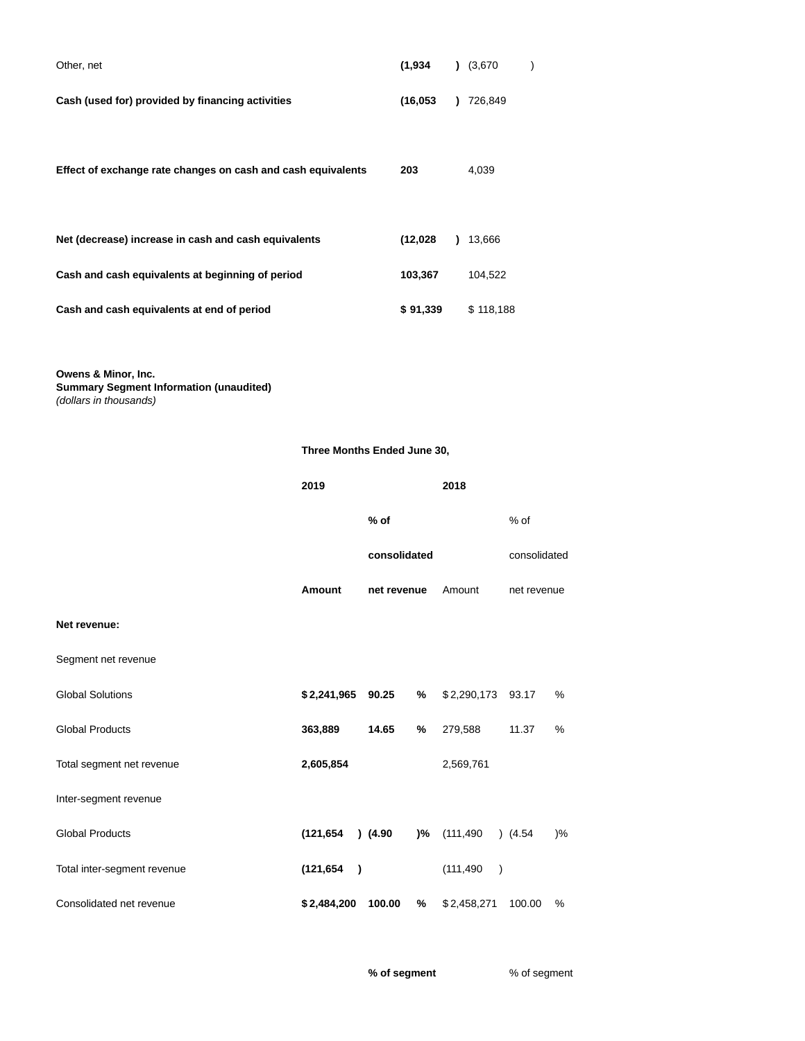| | | |
|---|---|---|
| Other, net | **(1,934)** | (3,670) |
| **Cash (used for) provided by financing activities** | **(16,053)** | 726,849 |
| **Effect of exchange rate changes on cash and cash equivalents** | **203** | 4,039 |
| **Net (decrease) increase in cash and cash equivalents** | **(12,028)** | 13,666 |
| **Cash and cash equivalents at beginning of period** | **103,367** | 104,522 |
| **Cash and cash equivalents at end of period** | **$ 91,339** | $ 118,188 |

**Owens & Minor, Inc.**
**Summary Segment Information (unaudited)**
*(dollars in thousands)*

| | **Three Months Ended June 30,** | | | |
|---|---|---|---|---|
| | **2019** | | **2018** | |
| | **Amount** | **% of consolidated net revenue** | Amount | % of consolidated net revenue |
| **Net revenue:** | | | | |
| Segment net revenue | | | | |
| Global Solutions | **$ 2,241,965** | **90.25 %** | $ 2,290,173 | 93.17 % |
| Global Products | **363,889** | **14.65 %** | 279,588 | 11.37 % |
| Total segment net revenue | **2,605,854** | | 2,569,761 | |
| Inter-segment revenue | | | | |
| Global Products | **(121,654)** | **(4.90)%** | (111,490) | (4.54)% |
| Total inter-segment revenue | **(121,654)** | | (111,490) | |
| Consolidated net revenue | **$ 2,484,200** | **100.00 %** | $ 2,458,271 | 100.00 % |

| | | **% of segment** | | % of segment |
|---|---|---|---|---|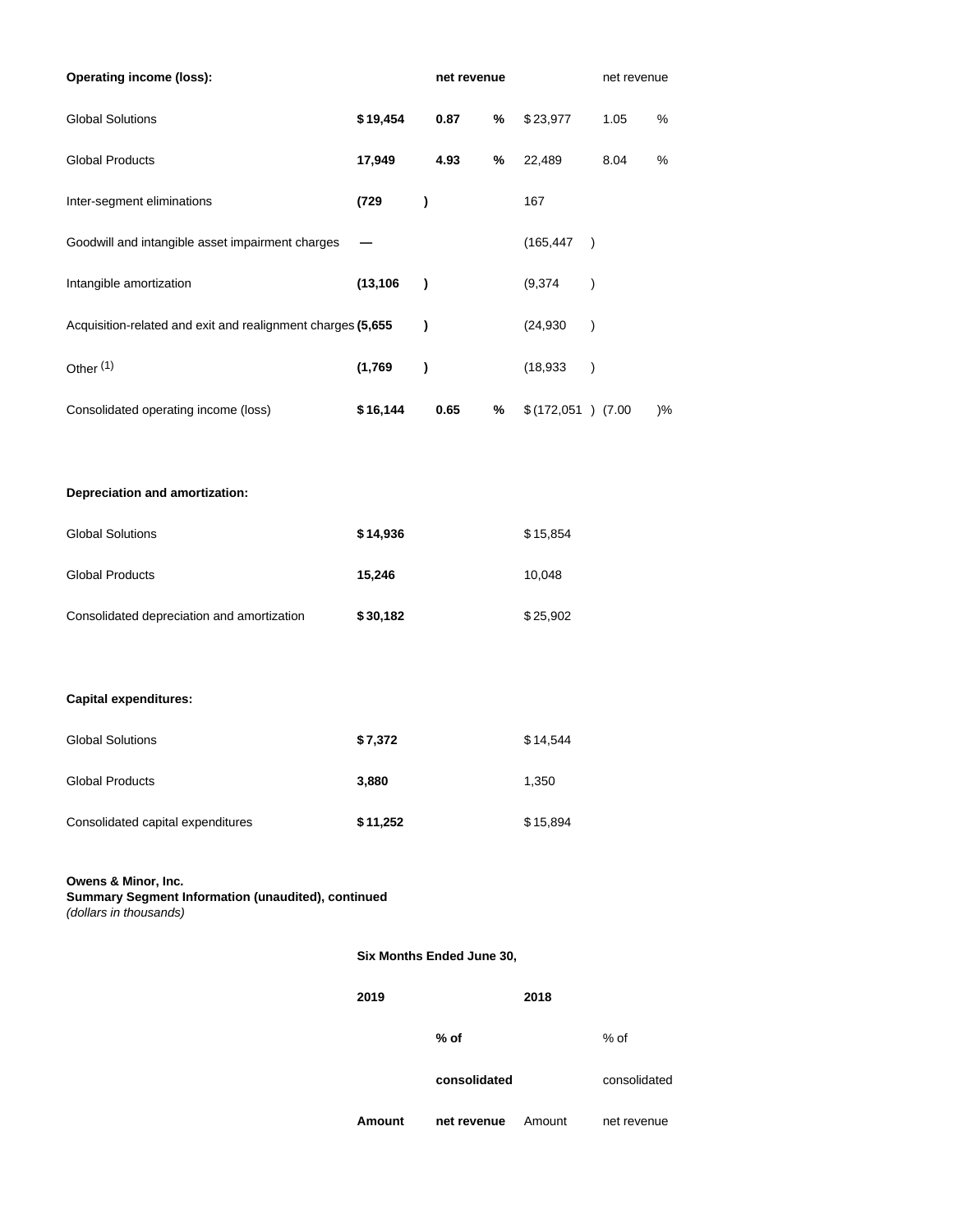| Operating income (loss): | | net revenue | | | net revenue | |
|---|---|---|---|---|---|---|
| Global Solutions | **$ 19,454** | **0.87** | **%** | $ 23,977 | 1.05 | % |
| Global Products | **17,949** | **4.93** | **%** | 22,489 | 8.04 | % |
| Inter-segment eliminations | **(729 )** | | | 167 | | |
| Goodwill and intangible asset impairment charges | **—** | | | (165,447 ) | | |
| Intangible amortization | **(13,106 )** | | | (9,374 ) | | |
| Acquisition-related and exit and realignment charges | **(5,655 )** | | | (24,930 ) | | |
| Other [1] | **(1,769 )** | | | (18,933 ) | | |
| Consolidated operating income (loss) | **$ 16,144** | **0.65** | **%** | $ (172,051 ) | (7.00 | )% |

| **Depreciation and amortization:** | | |
|---|---|---|
| Global Solutions | **$ 14,936** | $ 15,854 |
| Global Products | **15,246** | 10,048 |
| Consolidated depreciation and amortization | **$ 30,182** | $ 25,902 |

| **Capital expenditures:** | | |
|---|---|---|
| Global Solutions | **$ 7,372** | $ 14,544 |
| Global Products | **3,880** | 1,350 |
| Consolidated capital expenditures | **$ 11,252** | $ 15,894 |

**Owens & Minor, Inc.**
**Summary Segment Information (unaudited), continued**
*(dollars in thousands)*

| | **Six Months Ended June 30,** | | | |
|---|---|---|---|---|
| | **2019** | | **2018** | |
| | | **% of** | | % of |
| | | **consolidated** | | consolidated |
| | **Amount** | **net revenue** | Amount | net revenue |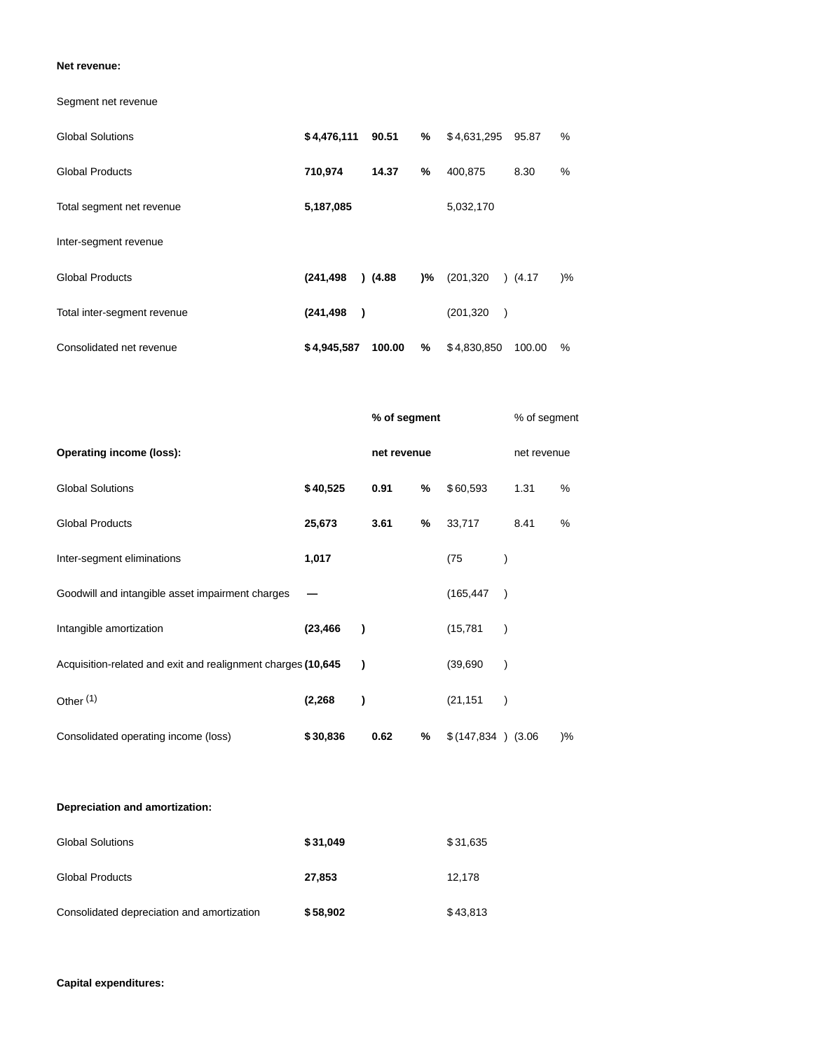| | | | | |
|---|---|---|---|---|
| **Net revenue:** | | | | |
| Segment net revenue | | | | |
| Global Solutions | **$ 4,476,111** | **90.51 %** | $ 4,631,295 | 95.87 % |
| Global Products | **710,974** | **14.37 %** | 400,875 | 8.30 % |
| Total segment net revenue | **5,187,085** | | 5,032,170 | |
| Inter-segment revenue | | | | |
| Global Products | **(241,498 )** | **(4.88 )%** | (201,320 ) | (4.17 )% |
| Total inter-segment revenue | **(241,498 )** | | (201,320 ) | |
| Consolidated net revenue | **$ 4,945,587** | **100.00 %** | $ 4,830,850 | 100.00 % |
| | | **% of segment net revenue** | | % of segment net revenue |
| **Operating income (loss):** | | | | |
| Global Solutions | **$ 40,525** | **0.91 %** | $ 60,593 | 1.31 % |
| Global Products | **25,673** | **3.61 %** | 33,717 | 8.41 % |
| Inter-segment eliminations | **1,017** | | (75 ) | |
| Goodwill and intangible asset impairment charges | **—** | | (165,447 ) | |
| Intangible amortization | **(23,466 )** | | (15,781 ) | |
| Acquisition-related and exit and realignment charges | **(10,645 )** | | (39,690 ) | |
| Other [1] | **(2,268 )** | | (21,151 ) | |
| Consolidated operating income (loss) | **$ 30,836** | **0.62 %** | $ (147,834 ) | (3.06 )% |
| **Depreciation and amortization:** | | | | |
| Global Solutions | **$ 31,049** | | $ 31,635 | |
| Global Products | **27,853** | | 12,178 | |
| Consolidated depreciation and amortization | **$ 58,902** | | $ 43,813 | |
| **Capital expenditures:** | | | | |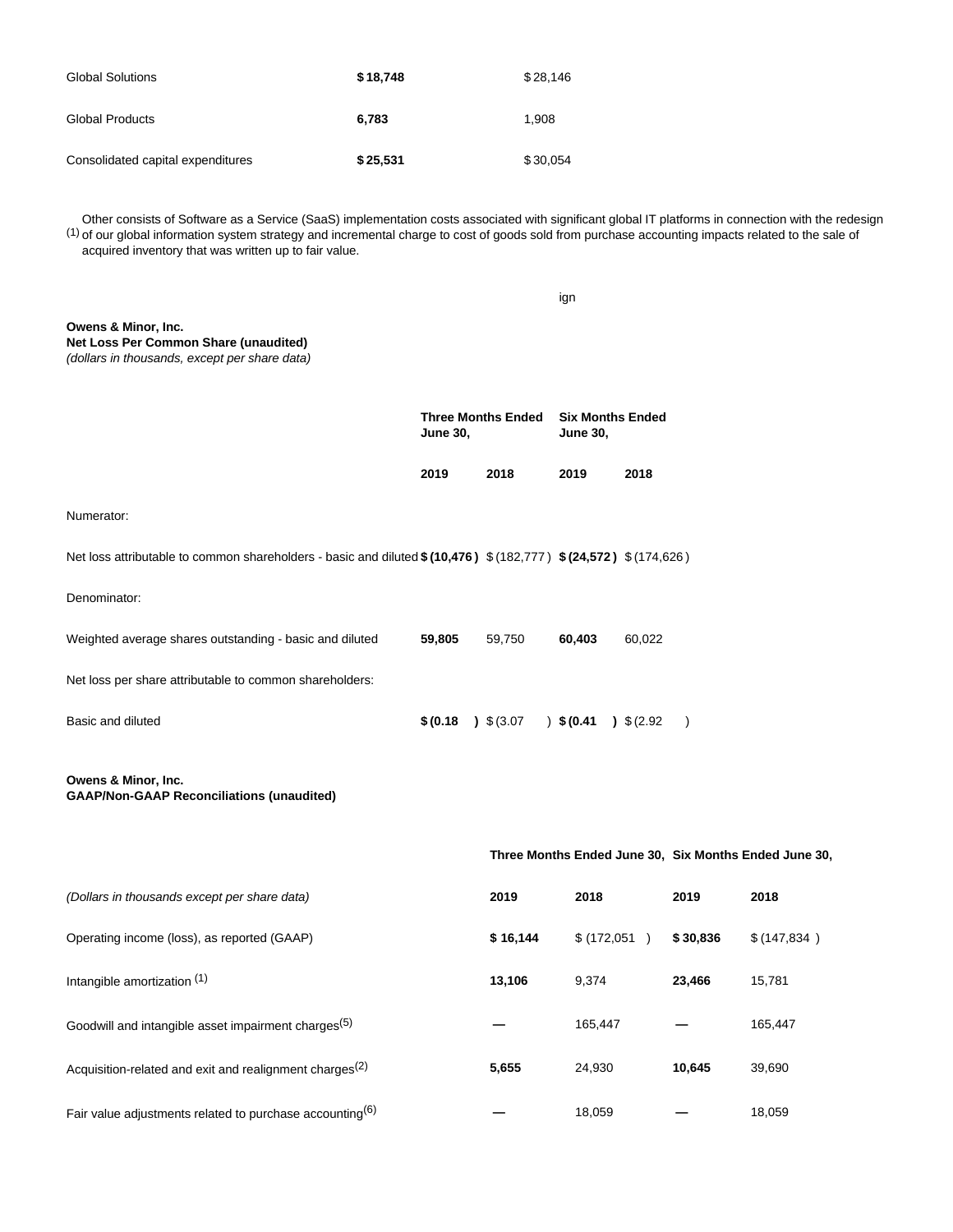| | | |
|---|---|---|
| Global Solutions | **$ 18,748** | $ 28,146 |
| Global Products | **6,783** | 1,908 |
| Consolidated capital expenditures | **$ 25,531** | $ 30,054 |

(1) Other consists of Software as a Service (SaaS) implementation costs associated with significant global IT platforms in connection with the redesign of our global information system strategy and incremental charge to cost of goods sold from purchase accounting impacts related to the sale of acquired inventory that was written up to fair value.

ign

**Owens & Minor, Inc.**
**Net Loss Per Common Share (unaudited)**
*(dollars in thousands, except per share data)*

| | **Three Months Ended June 30,** | | **Six Months Ended June 30,** | |
|---|---|---|---|---|
| | **2019** | **2018** | **2019** | **2018** |
| Numerator: | | | | |
| Net loss attributable to common shareholders - basic and diluted | **$ (10,476 )** | $ (182,777 ) | **$ (24,572 )** | $ (174,626 ) |
| Denominator: | | | | |
| Weighted average shares outstanding - basic and diluted | **59,805** | 59,750 | **60,403** | 60,022 |
| Net loss per share attributable to common shareholders: | | | | |
| Basic and diluted | **$ (0.18 )** | $ (3.07 ) | **$ (0.41 )** | $ (2.92 ) |

**Owens & Minor, Inc.**
**GAAP/Non-GAAP Reconciliations (unaudited)**

| | **Three Months Ended June 30,** | | **Six Months Ended June 30,** | |
|---|---|---|---|---|
| *(Dollars in thousands except per share data)* | **2019** | **2018** | **2019** | **2018** |
| Operating income (loss), as reported (GAAP) | **$ 16,144** | $ (172,051 ) | **$ 30,836** | $ (147,834 ) |
| Intangible amortization (1) | **13,106** | 9,374 | **23,466** | 15,781 |
| Goodwill and intangible asset impairment charges(5) | **—** | 165,447 | **—** | 165,447 |
| Acquisition-related and exit and realignment charges(2) | **5,655** | 24,930 | **10,645** | 39,690 |
| Fair value adjustments related to purchase accounting(6) | **—** | 18,059 | **—** | 18,059 |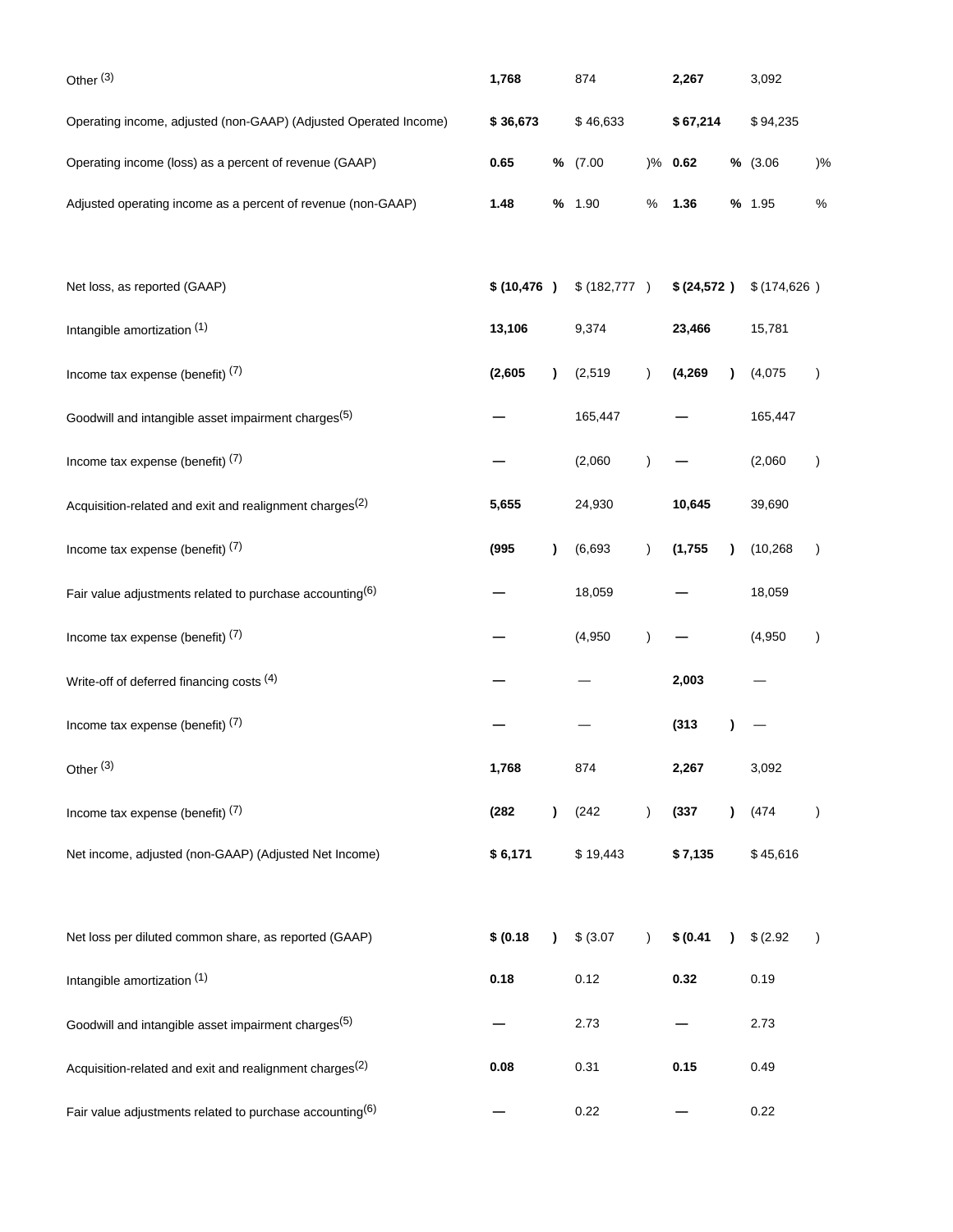| | | | | |
|---|---|---|---|---|
| Other [3] | **1,768** | 874 | **2,267** | 3,092 |
| Operating income, adjusted (non-GAAP) (Adjusted Operated Income) | **$ 36,673** | $ 46,633 | **$ 67,214** | $ 94,235 |
| Operating income (loss) as a percent of revenue (GAAP) | **0.65 %** | (7.00 )% | **0.62 %** | (3.06 )% |
| Adjusted operating income as a percent of revenue (non-GAAP) | **1.48 %** | 1.90 % | **1.36 %** | 1.95 % |
| | | | | |
| Net loss, as reported (GAAP) | **$ (10,476 )** | $ (182,777 ) | **$ (24,572 )** | $ (174,626 ) |
| Intangible amortization [1] | **13,106** | 9,374 | **23,466** | 15,781 |
| Income tax expense (benefit) [7] | **(2,605 )** | (2,519 ) | **(4,269 )** | (4,075 ) |
| Goodwill and intangible asset impairment charges[5] | **—** | 165,447 | **—** | 165,447 |
| Income tax expense (benefit) [7] | **—** | (2,060 ) | **—** | (2,060 ) |
| Acquisition-related and exit and realignment charges[2] | **5,655** | 24,930 | **10,645** | 39,690 |
| Income tax expense (benefit) [7] | **(995 )** | (6,693 ) | **(1,755 )** | (10,268 ) |
| Fair value adjustments related to purchase accounting[6] | **—** | 18,059 | **—** | 18,059 |
| Income tax expense (benefit) [7] | **—** | (4,950 ) | **—** | (4,950 ) |
| Write-off of deferred financing costs [4] | **—** | — | **2,003** | — |
| Income tax expense (benefit) [7] | **—** | — | **(313 )** | — |
| Other [3] | **1,768** | 874 | **2,267** | 3,092 |
| Income tax expense (benefit) [7] | **(282 )** | (242 ) | **(337 )** | (474 ) |
| Net income, adjusted (non-GAAP) (Adjusted Net Income) | **$ 6,171** | $ 19,443 | **$ 7,135** | $ 45,616 |
| | | | | |
| Net loss per diluted common share, as reported (GAAP) | **$ (0.18 )** | $ (3.07 ) | **$ (0.41 )** | $ (2.92 ) |
| Intangible amortization [1] | **0.18** | 0.12 | **0.32** | 0.19 |
| Goodwill and intangible asset impairment charges[5] | **—** | 2.73 | **—** | 2.73 |
| Acquisition-related and exit and realignment charges[2] | **0.08** | 0.31 | **0.15** | 0.49 |
| Fair value adjustments related to purchase accounting[6] | **—** | 0.22 | **—** | 0.22 |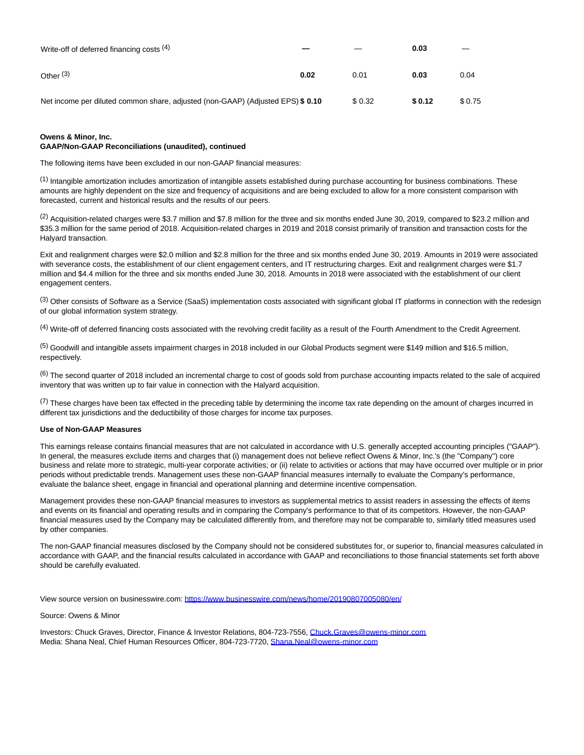| | | | | |
|---|---|---|---|---|
| Write-off of deferred financing costs [4] | **—** | — | **0.03** | — |
| Other [3] | **0.02** | 0.01 | **0.03** | 0.04 |
| Net income per diluted common share, adjusted (non-GAAP) (Adjusted EPS) | **$ 0.10** | $ 0.32 | **$ 0.12** | $ 0.75 |

**Owens & Minor, Inc.**
**GAAP/Non-GAAP Reconciliations (unaudited), continued**

The following items have been excluded in our non-GAAP financial measures:

[1] Intangible amortization includes amortization of intangible assets established during purchase accounting for business combinations. These amounts are highly dependent on the size and frequency of acquisitions and are being excluded to allow for a more consistent comparison with forecasted, current and historical results and the results of our peers.

[2] Acquisition-related charges were $3.7 million and $7.8 million for the three and six months ended June 30, 2019, compared to $23.2 million and $35.3 million for the same period of 2018. Acquisition-related charges in 2019 and 2018 consist primarily of transition and transaction costs for the Halyard transaction.

Exit and realignment charges were $2.0 million and $2.8 million for the three and six months ended June 30, 2019. Amounts in 2019 were associated with severance costs, the establishment of our client engagement centers, and IT restructuring charges. Exit and realignment charges were $1.7 million and $4.4 million for the three and six months ended June 30, 2018. Amounts in 2018 were associated with the establishment of our client engagement centers.

[3] Other consists of Software as a Service (SaaS) implementation costs associated with significant global IT platforms in connection with the redesign of our global information system strategy.

[4] Write-off of deferred financing costs associated with the revolving credit facility as a result of the Fourth Amendment to the Credit Agreement.

[5] Goodwill and intangible assets impairment charges in 2018 included in our Global Products segment were $149 million and $16.5 million, respectively.

[6] The second quarter of 2018 included an incremental charge to cost of goods sold from purchase accounting impacts related to the sale of acquired inventory that was written up to fair value in connection with the Halyard acquisition.

[7] These charges have been tax effected in the preceding table by determining the income tax rate depending on the amount of charges incurred in different tax jurisdictions and the deductibility of those charges for income tax purposes.

**Use of Non-GAAP Measures**

This earnings release contains financial measures that are not calculated in accordance with U.S. generally accepted accounting principles ("GAAP"). In general, the measures exclude items and charges that (i) management does not believe reflect Owens & Minor, Inc.'s (the "Company") core business and relate more to strategic, multi-year corporate activities; or (ii) relate to activities or actions that may have occurred over multiple or in prior periods without predictable trends. Management uses these non-GAAP financial measures internally to evaluate the Company's performance, evaluate the balance sheet, engage in financial and operational planning and determine incentive compensation.

Management provides these non-GAAP financial measures to investors as supplemental metrics to assist readers in assessing the effects of items and events on its financial and operating results and in comparing the Company's performance to that of its competitors. However, the non-GAAP financial measures used by the Company may be calculated differently from, and therefore may not be comparable to, similarly titled measures used by other companies.

The non-GAAP financial measures disclosed by the Company should not be considered substitutes for, or superior to, financial measures calculated in accordance with GAAP, and the financial results calculated in accordance with GAAP and reconciliations to those financial statements set forth above should be carefully evaluated.

View source version on businesswire.com: https://www.businesswire.com/news/home/20190807005080/en/

Source: Owens & Minor

Investors: Chuck Graves, Director, Finance & Investor Relations, 804-723-7556, Chuck.Graves@owens-minor.com
Media: Shana Neal, Chief Human Resources Officer, 804-723-7720, Shana.Neal@owens-minor.com